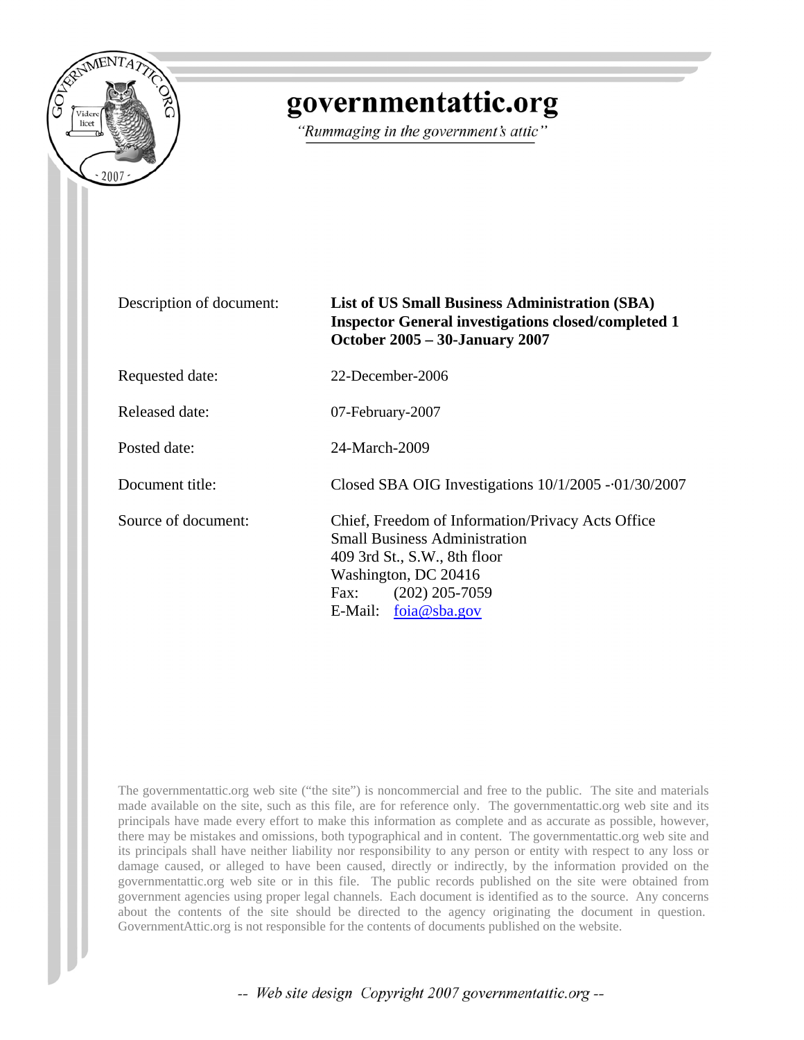# governmentattic.org

*"Rummaging in the government's attic"*

| | |
|---|---|
| Description of document: | **List of US Small Business Administration (SBA) Inspector General investigations closed/completed 1 October 2005 – 30-January 2007** |
| Requested date: | 22-December-2006 |
| Released date: | 07-February-2007 |
| Posted date: | 24-March-2009 |
| Document title: | Closed SBA OIG Investigations 10/1/2005 -·01/30/2007 |
| Source of document: | Chief, Freedom of Information/Privacy Acts Office<br>Small Business Administration<br>409 3rd St., S.W., 8th floor<br>Washington, DC 20416<br>Fax: (202) 205-7059<br>E-Mail: foia@sba.gov |

The governmentattic.org web site ("the site") is noncommercial and free to the public. The site and materials made available on the site, such as this file, are for reference only. The governmentattic.org web site and its principals have made every effort to make this information as complete and as accurate as possible, however, there may be mistakes and omissions, both typographical and in content. The governmentattic.org web site and its principals shall have neither liability nor responsibility to any person or entity with respect to any loss or damage caused, or alleged to have been caused, directly or indirectly, by the information provided on the governmentattic.org web site or in this file. The public records published on the site were obtained from government agencies using proper legal channels. Each document is identified as to the source. Any concerns about the contents of the site should be directed to the agency originating the document in question. GovernmentAttic.org is not responsible for the contents of documents published on the website.

*-- Web site design Copyright 2007 governmentattic.org --*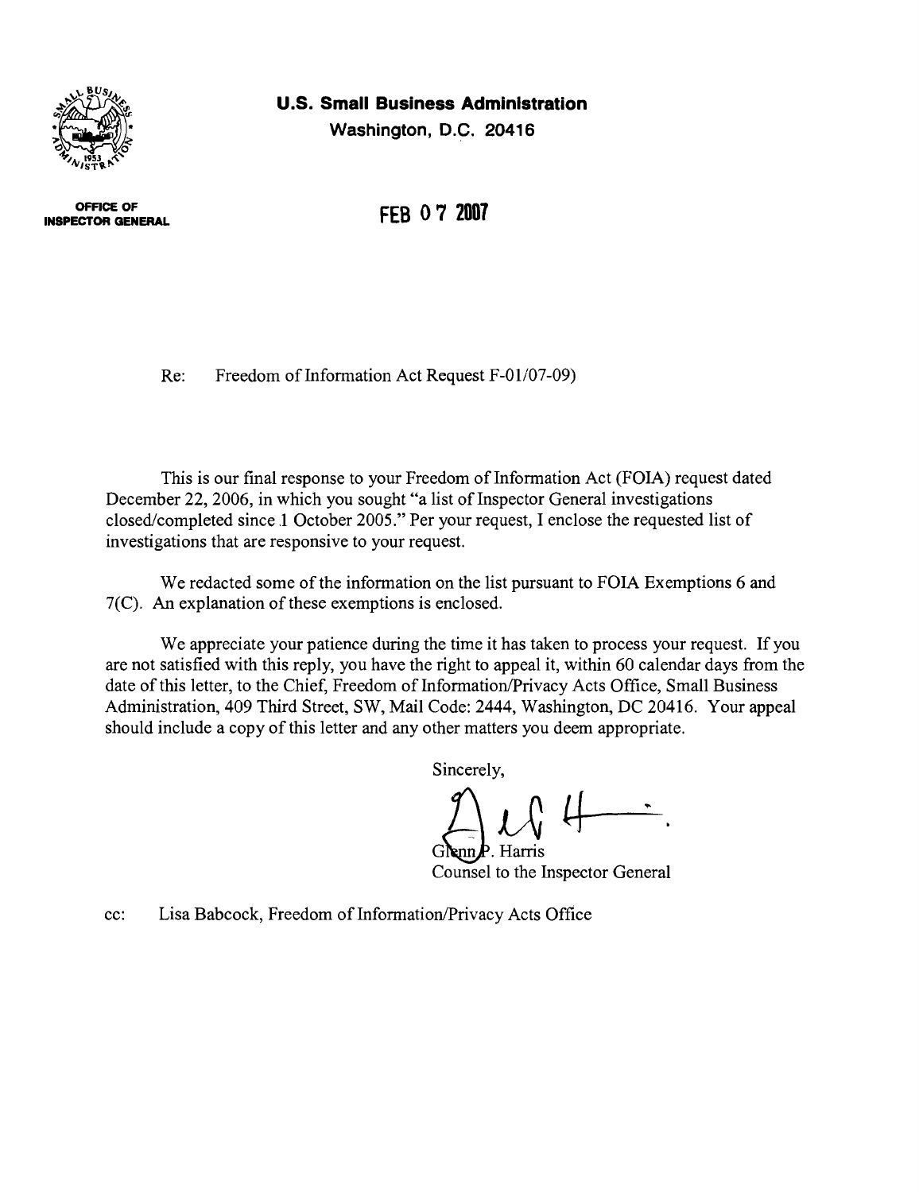**U.S. Small Business Administration**
**Washington, D.C. 20416**

**OFFICE OF INSPECTOR GENERAL**

**FEB 07 2007**

Re: Freedom of Information Act Request F-01/07-09)

This is our final response to your Freedom of Information Act (FOIA) request dated December 22, 2006, in which you sought "a list of Inspector General investigations closed/completed since 1 October 2005." Per your request, I enclose the requested list of investigations that are responsive to your request.

We redacted some of the information on the list pursuant to FOIA Exemptions 6 and 7(C). An explanation of these exemptions is enclosed.

We appreciate your patience during the time it has taken to process your request. If you are not satisfied with this reply, you have the right to appeal it, within 60 calendar days from the date of this letter, to the Chief, Freedom of Information/Privacy Acts Office, Small Business Administration, 409 Third Street, SW, Mail Code: 2444, Washington, DC 20416. Your appeal should include a copy of this letter and any other matters you deem appropriate.

Sincerely,

Glenn P. Harris
Counsel to the Inspector General

cc: Lisa Babcock, Freedom of Information/Privacy Acts Office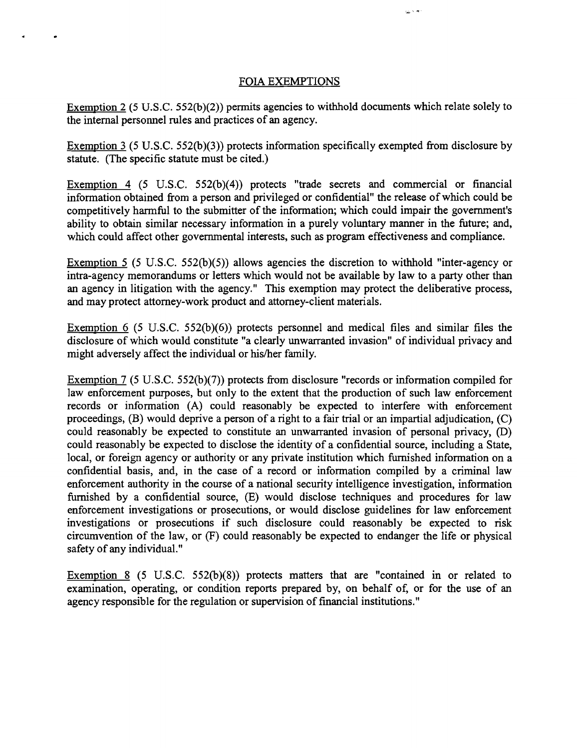# FOIA EXEMPTIONS

Exemption 2 (5 U.S.C. 552(b)(2)) permits agencies to withhold documents which relate solely to the internal personnel rules and practices of an agency.

Exemption 3 (5 U.S.C. 552(b)(3)) protects information specifically exempted from disclosure by statute. (The specific statute must be cited.)

Exemption 4 (5 U.S.C. 552(b)(4)) protects "trade secrets and commercial or financial information obtained from a person and privileged or confidential" the release of which could be competitively harmful to the submitter of the information; which could impair the government's ability to obtain similar necessary information in a purely voluntary manner in the future; and, which could affect other governmental interests, such as program effectiveness and compliance.

Exemption 5 (5 U.S.C. 552(b)(5)) allows agencies the discretion to withhold "inter-agency or intra-agency memorandums or letters which would not be available by law to a party other than an agency in litigation with the agency." This exemption may protect the deliberative process, and may protect attorney-work product and attorney-client materials.

Exemption 6 (5 U.S.C. 552(b)(6)) protects personnel and medical files and similar files the disclosure of which would constitute "a clearly unwarranted invasion" of individual privacy and might adversely affect the individual or his/her family.

Exemption 7 (5 U.S.C. 552(b)(7)) protects from disclosure "records or information compiled for law enforcement purposes, but only to the extent that the production of such law enforcement records or information (A) could reasonably be expected to interfere with enforcement proceedings, (B) would deprive a person of a right to a fair trial or an impartial adjudication, (C) could reasonably be expected to constitute an unwarranted invasion of personal privacy, (D) could reasonably be expected to disclose the identity of a confidential source, including a State, local, or foreign agency or authority or any private institution which furnished information on a confidential basis, and, in the case of a record or information compiled by a criminal law enforcement authority in the course of a national security intelligence investigation, information furnished by a confidential source, (E) would disclose techniques and procedures for law enforcement investigations or prosecutions, or would disclose guidelines for law enforcement investigations or prosecutions if such disclosure could reasonably be expected to risk circumvention of the law, or (F) could reasonably be expected to endanger the life or physical safety of any individual."

Exemption 8 (5 U.S.C. 552(b)(8)) protects matters that are "contained in or related to examination, operating, or condition reports prepared by, on behalf of, or for the use of an agency responsible for the regulation or supervision of financial institutions."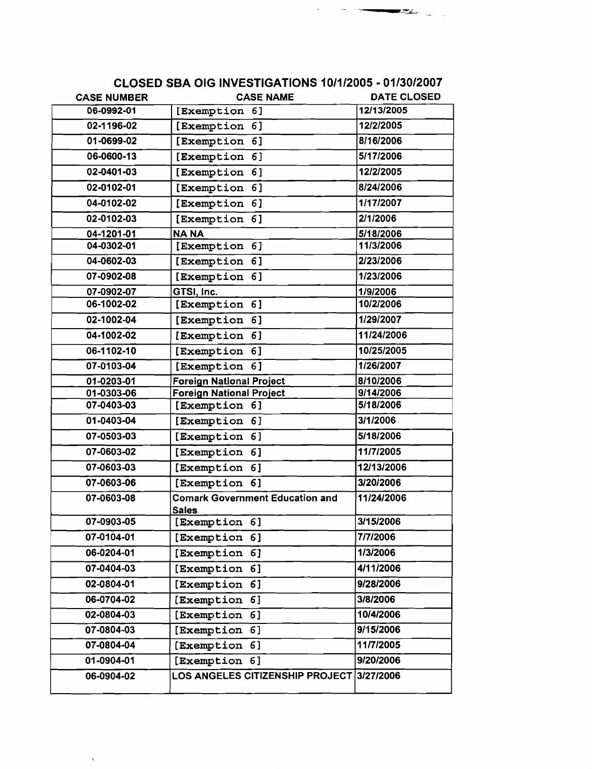## CLOSED SBA OIG INVESTIGATIONS 10/1/2005 - 01/30/2007

| CASE NUMBER | CASE NAME | DATE CLOSED |
|---|---|---|
| 06-0992-01 | [Exemption 6] | 12/13/2005 |
| 02-1196-02 | [Exemption 6] | 12/2/2005 |
| 01-0699-02 | [Exemption 6] | 8/16/2006 |
| 06-0600-13 | [Exemption 6] | 5/17/2006 |
| 02-0401-03 | [Exemption 6] | 12/2/2005 |
| 02-0102-01 | [Exemption 6] | 8/24/2006 |
| 04-0102-02 | [Exemption 6] | 1/17/2007 |
| 02-0102-03 | [Exemption 6] | 2/1/2006 |
| 04-1201-01 | NA NA | 5/18/2006 |
| 04-0302-01 | [Exemption 6] | 11/3/2006 |
| 04-0602-03 | [Exemption 6] | 2/23/2006 |
| 07-0902-08 | [Exemption 6] | 1/23/2006 |
| 07-0902-07 | GTSI, Inc. | 1/9/2006 |
| 06-1002-02 | [Exemption 6] | 10/2/2006 |
| 02-1002-04 | [Exemption 6] | 1/29/2007 |
| 04-1002-02 | [Exemption 6] | 11/24/2006 |
| 06-1102-10 | [Exemption 6] | 10/25/2005 |
| 07-0103-04 | [Exemption 6] | 1/26/2007 |
| 01-0203-01 | Foreign National Project | 8/10/2006 |
| 01-0303-06 | Foreign National Project | 9/14/2006 |
| 07-0403-03 | [Exemption 6] | 5/18/2006 |
| 01-0403-04 | [Exemption 6] | 3/1/2006 |
| 07-0503-03 | [Exemption 6] | 5/18/2006 |
| 07-0603-02 | [Exemption 6] | 11/7/2005 |
| 07-0603-03 | [Exemption 6] | 12/13/2006 |
| 07-0603-06 | [Exemption 6] | 3/20/2006 |
| 07-0603-08 | Comark Government Education and Sales | 11/24/2006 |
| 07-0903-05 | [Exemption 6] | 3/15/2006 |
| 07-0104-01 | [Exemption 6] | 7/7/2006 |
| 06-0204-01 | [Exemption 6] | 1/3/2006 |
| 07-0404-03 | [Exemption 6] | 4/11/2006 |
| 02-0804-01 | [Exemption 6] | 9/28/2006 |
| 06-0704-02 | [Exemption 6] | 3/8/2006 |
| 02-0804-03 | [Exemption 6] | 10/4/2006 |
| 07-0804-03 | [Exemption 6] | 9/15/2006 |
| 07-0804-04 | [Exemption 6] | 11/7/2005 |
| 01-0904-01 | [Exemption 6] | 9/20/2006 |
| 06-0904-02 | LOS ANGELES CITIZENSHIP PROJECT | 3/27/2006 |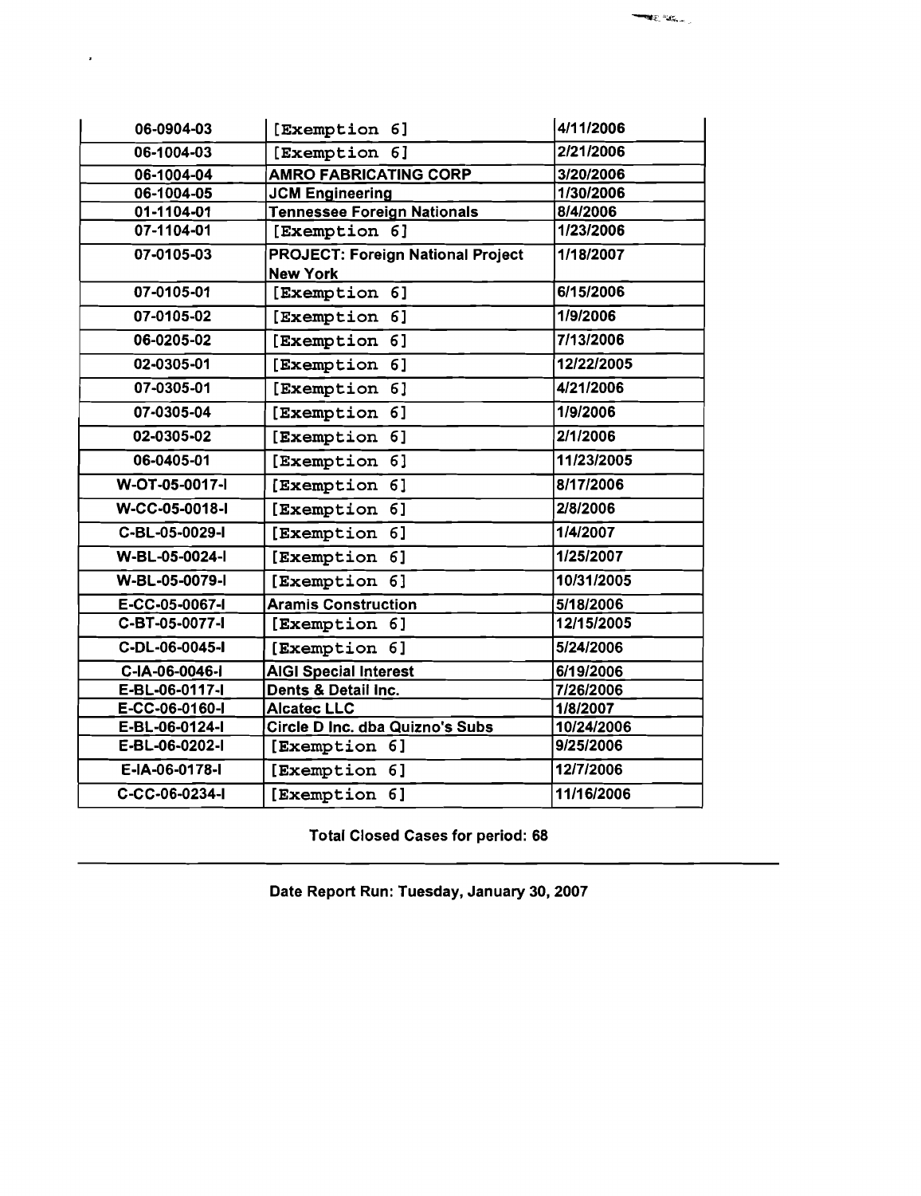| | | |
|---|---|---|
| 06-0904-03 | [Exemption 6] | 4/11/2006 |
| 06-1004-03 | [Exemption 6] | 2/21/2006 |
| 06-1004-04 | **AMRO FABRICATING CORP** | 3/20/2006 |
| 06-1004-05 | **JCM Engineering** | 1/30/2006 |
| 01-1104-01 | **Tennessee Foreign Nationals** | 8/4/2006 |
| 07-1104-01 | [Exemption 6] | 1/23/2006 |
| 07-0105-03 | **PROJECT: Foreign National Project New York** | 1/18/2007 |
| 07-0105-01 | [Exemption 6] | 6/15/2006 |
| 07-0105-02 | [Exemption 6] | 1/9/2006 |
| 06-0205-02 | [Exemption 6] | 7/13/2006 |
| 02-0305-01 | [Exemption 6] | 12/22/2005 |
| 07-0305-01 | [Exemption 6] | 4/21/2006 |
| 07-0305-04 | [Exemption 6] | 1/9/2006 |
| 02-0305-02 | [Exemption 6] | 2/1/2006 |
| 06-0405-01 | [Exemption 6] | 11/23/2005 |
| W-OT-05-0017-I | [Exemption 6] | 8/17/2006 |
| W-CC-05-0018-I | [Exemption 6] | 2/8/2006 |
| C-BL-05-0029-I | [Exemption 6] | 1/4/2007 |
| W-BL-05-0024-I | [Exemption 6] | 1/25/2007 |
| W-BL-05-0079-I | [Exemption 6] | 10/31/2005 |
| E-CC-05-0067-I | **Aramis Construction** | 5/18/2006 |
| C-BT-05-0077-I | [Exemption 6] | 12/15/2005 |
| C-DL-06-0045-I | [Exemption 6] | 5/24/2006 |
| C-IA-06-0046-I | **AIGI Special Interest** | 6/19/2006 |
| E-BL-06-0117-I | **Dents & Detail Inc.** | 7/26/2006 |
| E-CC-06-0160-I | **Alcatec LLC** | 1/8/2007 |
| E-BL-06-0124-I | **Circle D Inc. dba Quizno's Subs** | 10/24/2006 |
| E-BL-06-0202-I | [Exemption 6] | 9/25/2006 |
| E-IA-06-0178-I | [Exemption 6] | 12/7/2006 |
| C-CC-06-0234-I | [Exemption 6] | 11/16/2006 |

**Total Closed Cases for period: 68**

---

**Date Report Run: Tuesday, January 30, 2007**